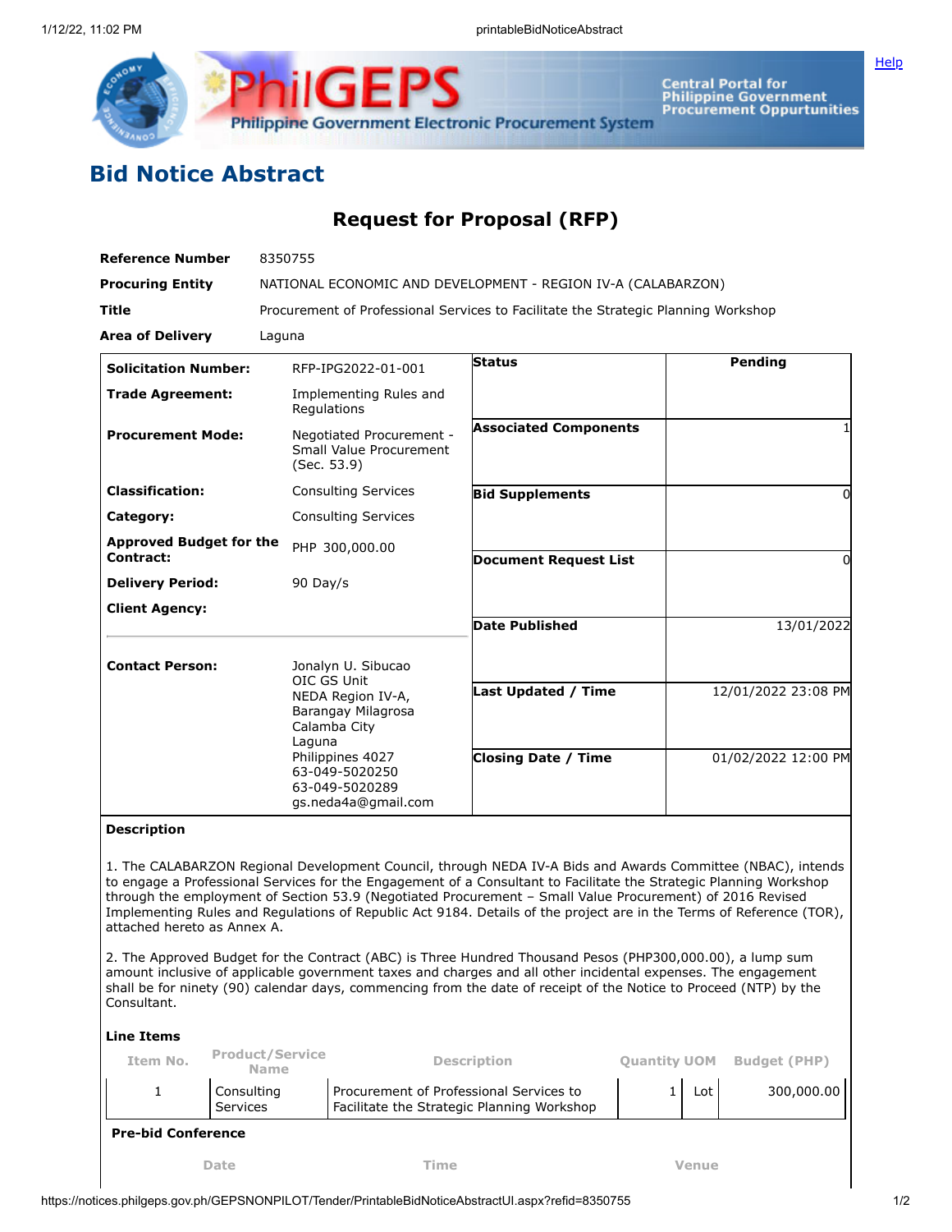# Bid Notice Abstract

## Request for Proposal (RFP)

| | |
|---|---|
| **Reference Number** | 8350755 |
| **Procuring Entity** | NATIONAL ECONOMIC AND DEVELOPMENT - REGION IV-A (CALABARZON) |
| **Title** | Procurement of Professional Services to Facilitate the Strategic Planning Workshop |
| **Area of Delivery** | Laguna |

| | | | |
|---|---|---|---|
| **Solicitation Number:** | RFP-IPG2022-01-001 | **Status** | Pending |
| **Trade Agreement:** | Implementing Rules and Regulations | | |
| **Procurement Mode:** | Negotiated Procurement - Small Value Procurement (Sec. 53.9) | **Associated Components** | 1 |
| **Classification:** | Consulting Services | **Bid Supplements** | 0 |
| **Category:** | Consulting Services | | |
| **Approved Budget for the Contract:** | PHP 300,000.00 | **Document Request List** | 0 |
| **Delivery Period:** | 90 Day/s | | |
| **Client Agency:** | | **Date Published** | 13/01/2022 |
| **Contact Person:** | Jonalyn U. Sibucao<br>OIC GS Unit<br>NEDA Region IV-A,<br>Barangay Milagrosa<br>Calamba City<br>Laguna<br>Philippines 4027<br>63-049-5020250<br>63-049-5020289<br>gs.neda4a@gmail.com | **Last Updated / Time** | 12/01/2022 23:08 PM |
| | | **Closing Date / Time** | 01/02/2022 12:00 PM |

**Description**

1. The CALABARZON Regional Development Council, through NEDA IV-A Bids and Awards Committee (NBAC), intends to engage a Professional Services for the Engagement of a Consultant to Facilitate the Strategic Planning Workshop through the employment of Section 53.9 (Negotiated Procurement – Small Value Procurement) of 2016 Revised Implementing Rules and Regulations of Republic Act 9184. Details of the project are in the Terms of Reference (TOR), attached hereto as Annex A.

2. The Approved Budget for the Contract (ABC) is Three Hundred Thousand Pesos (PHP300,000.00), a lump sum amount inclusive of applicable government taxes and charges and all other incidental expenses. The engagement shall be for ninety (90) calendar days, commencing from the date of receipt of the Notice to Proceed (NTP) by the Consultant.

**Line Items**

| Item No. | Product/Service Name | Description | Quantity | UOM | Budget (PHP) |
|---|---|---|---|---|---|
| 1 | Consulting Services | Procurement of Professional Services to Facilitate the Strategic Planning Workshop | 1 | Lot | 300,000.00 |

**Pre-bid Conference**

| Date | Time | Venue |
|---|---|---|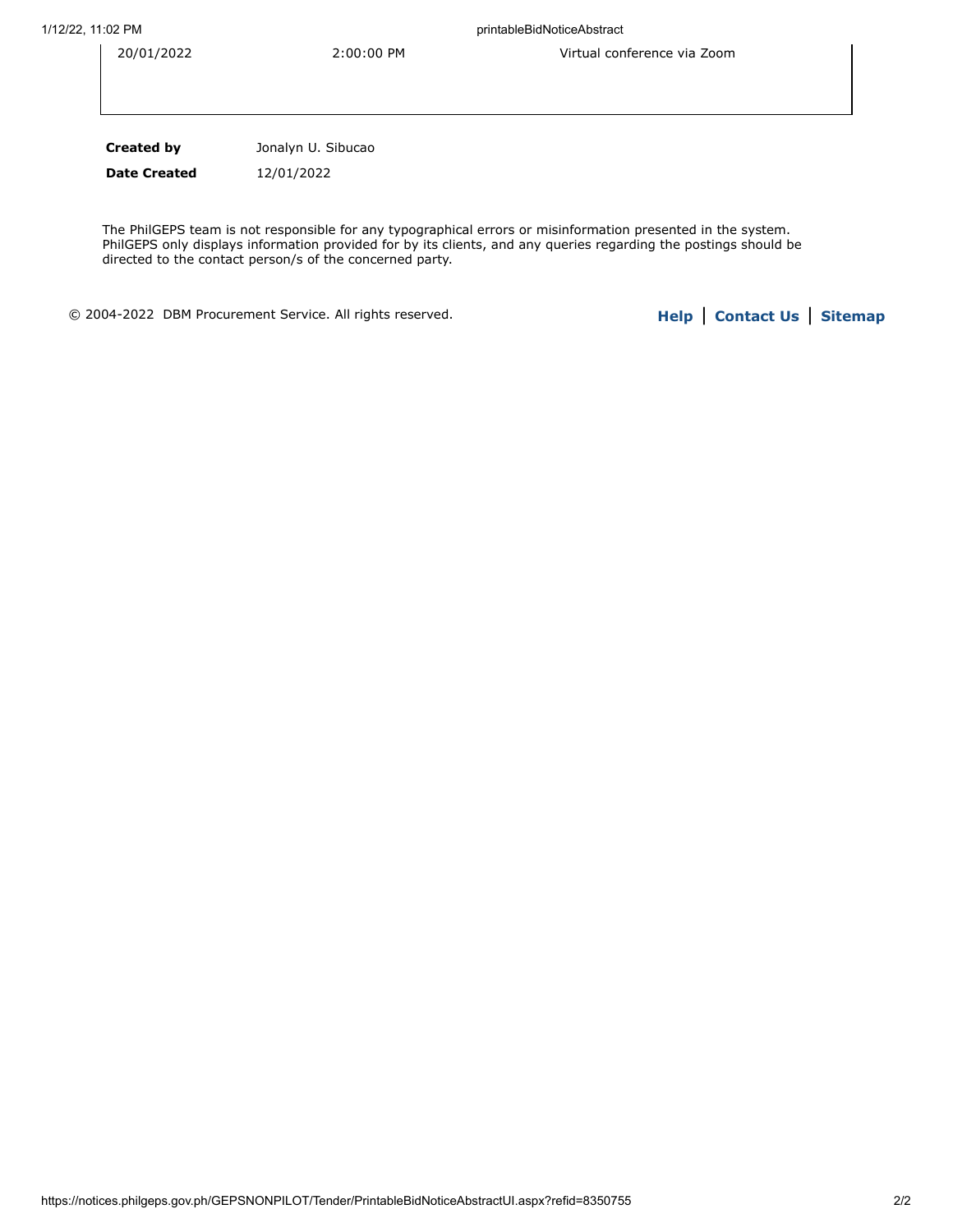| | | |
|---|---|---|
| 20/01/2022 | 2:00:00 PM | Virtual conference via Zoom |

| | |
|---|---|
| **Created by** | Jonalyn U. Sibucao |
| **Date Created** | 12/01/2022 |

The PhilGEPS team is not responsible for any typographical errors or misinformation presented in the system. PhilGEPS only displays information provided for by its clients, and any queries regarding the postings should be directed to the contact person/s of the concerned party.

© 2004-2022 DBM Procurement Service. All rights reserved.

**Help** | **Contact Us** | **Sitemap**